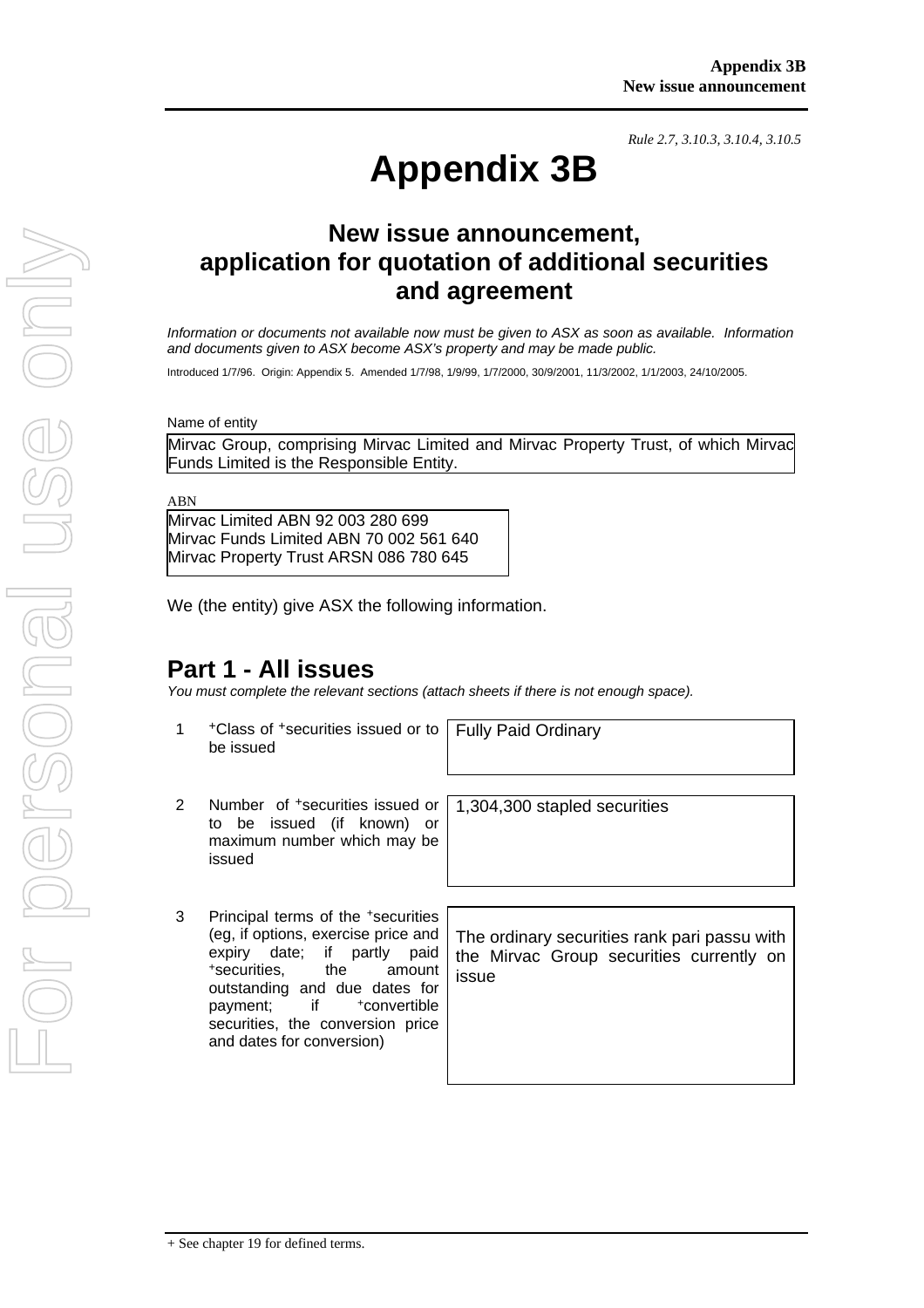*Rule 2.7, 3.10.3, 3.10.4, 3.10.5*

# Appendix 3B

## New issue announcement, application for quotation of additional securities and agreement

*Information or documents not available now must be given to ASX as soon as available. Information and documents given to ASX become ASX's property and may be made public.*

Introduced 1/7/96. Origin: Appendix 5. Amended 1/7/98, 1/9/99, 1/7/2000, 30/9/2001, 11/3/2002, 1/1/2003, 24/10/2005.

Name of entity

Mirvac Group, comprising Mirvac Limited and Mirvac Property Trust, of which Mirvac Funds Limited is the Responsible Entity.

ABN

Mirvac Limited ABN 92 003 280 699
Mirvac Funds Limited ABN 70 002 561 640
Mirvac Property Trust ARSN 086 780 645

We (the entity) give ASX the following information.

## Part 1 - All issues

*You must complete the relevant sections (attach sheets if there is not enough space).*

| | | |
|---|---|---|
| 1 | +Class of +securities issued or to be issued | Fully Paid Ordinary |
| 2 | Number of +securities issued or to be issued (if known) or maximum number which may be issued | 1,304,300 stapled securities |
| 3 | Principal terms of the +securities (eg, if options, exercise price and expiry date; if partly paid +securities, the amount outstanding and due dates for payment; if +convertible securities, the conversion price and dates for conversion) | The ordinary securities rank pari passu with the Mirvac Group securities currently on issue |

+ See chapter 19 for defined terms.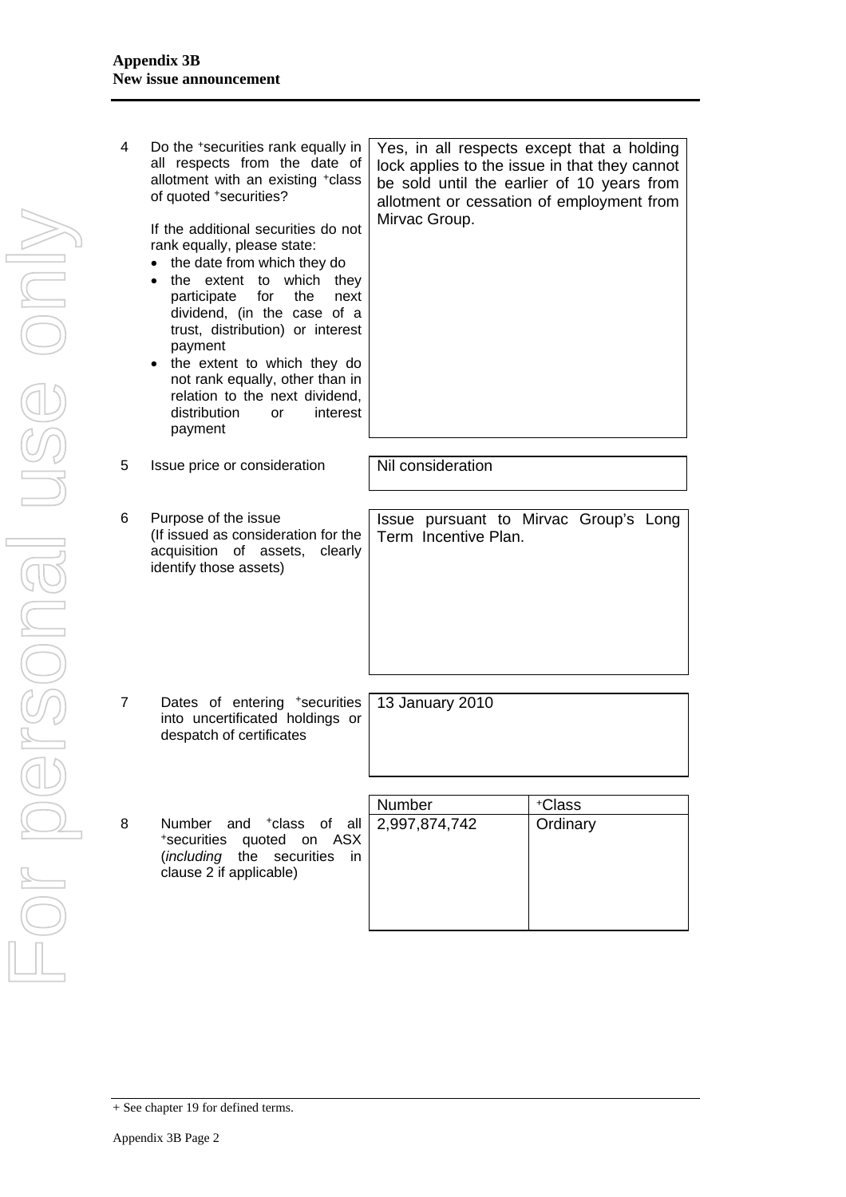| | | |
|---|---|---|
| 4 | Do the +securities rank equally in all respects from the date of allotment with an existing +class of quoted +securities?<br><br>If the additional securities do not rank equally, please state:<br>• the date from which they do<br>• the extent to which they participate for the next dividend, (in the case of a trust, distribution) or interest payment<br>• the extent to which they do not rank equally, other than in relation to the next dividend, distribution or interest payment | Yes, in all respects except that a holding lock applies to the issue in that they cannot be sold until the earlier of 10 years from allotment or cessation of employment from Mirvac Group. |
| 5 | Issue price or consideration | Nil consideration |
| 6 | Purpose of the issue<br>(If issued as consideration for the acquisition of assets, clearly identify those assets) | Issue pursuant to Mirvac Group's Long Term Incentive Plan. |
| 7 | Dates of entering +securities into uncertificated holdings or despatch of certificates | 13 January 2010 |

| | | Number | +Class |
|---|---|---|---|
| 8 | Number and +class of all +securities quoted on ASX (*including* the securities in clause 2 if applicable) | 2,997,874,742 | Ordinary |

+ See chapter 19 for defined terms.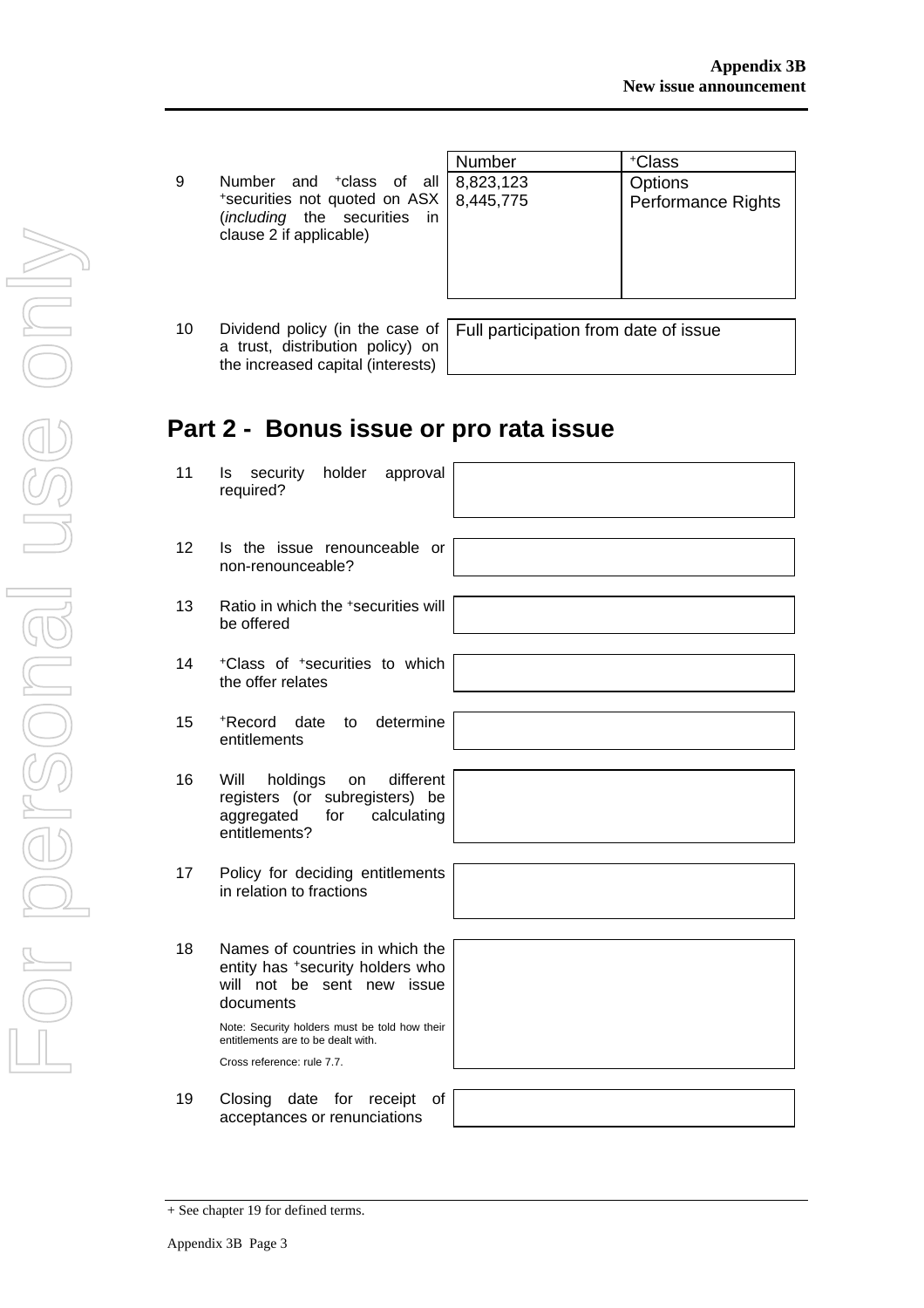| | | Number | +Class |
|---|---|---|---|
| 9 | Number and +class of all +securities not quoted on ASX (*including* the securities in clause 2 if applicable) | 8,823,123<br>8,445,775 | Options<br>Performance Rights |

| | | |
|---|---|---|
| 10 | Dividend policy (in the case of a trust, distribution policy) on the increased capital (interests) | Full participation from date of issue |

## Part 2 - Bonus issue or pro rata issue

| | | |
|---|---|---|
| 11 | Is security holder approval required? | |
| 12 | Is the issue renounceable or non-renounceable? | |
| 13 | Ratio in which the +securities will be offered | |
| 14 | +Class of +securities to which the offer relates | |
| 15 | +Record date to determine entitlements | |
| 16 | Will holdings on different registers (or subregisters) be aggregated for calculating entitlements? | |
| 17 | Policy for deciding entitlements in relation to fractions | |
| 18 | Names of countries in which the entity has +security holders who will not be sent new issue documents<br><br>Note: Security holders must be told how their entitlements are to be dealt with.<br><br>Cross reference: rule 7.7. | |
| 19 | Closing date for receipt of acceptances or renunciations | |

+ See chapter 19 for defined terms.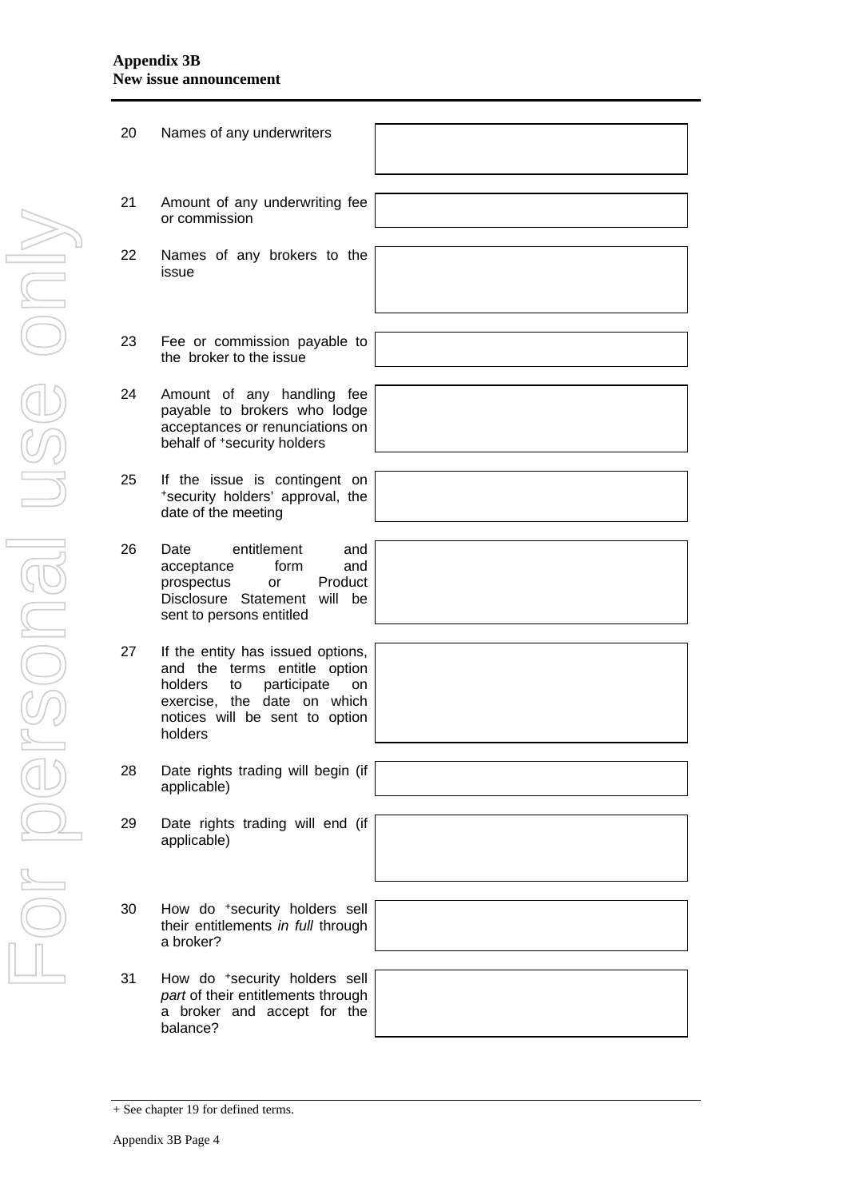| No. | Item | Response |
|---|---|---|
| 20 | Names of any underwriters | |
| 21 | Amount of any underwriting fee or commission | |
| 22 | Names of any brokers to the issue | |
| 23 | Fee or commission payable to the broker to the issue | |
| 24 | Amount of any handling fee payable to brokers who lodge acceptances or renunciations on behalf of +security holders | |
| 25 | If the issue is contingent on +security holders' approval, the date of the meeting | |
| 26 | Date entitlement and acceptance form and prospectus or Product Disclosure Statement will be sent to persons entitled | |
| 27 | If the entity has issued options, and the terms entitle option holders to participate on exercise, the date on which notices will be sent to option holders | |
| 28 | Date rights trading will begin (if applicable) | |
| 29 | Date rights trading will end (if applicable) | |
| 30 | How do +security holders sell their entitlements *in full* through a broker? | |
| 31 | How do +security holders sell *part* of their entitlements through a broker and accept for the balance? | |

+ See chapter 19 for defined terms.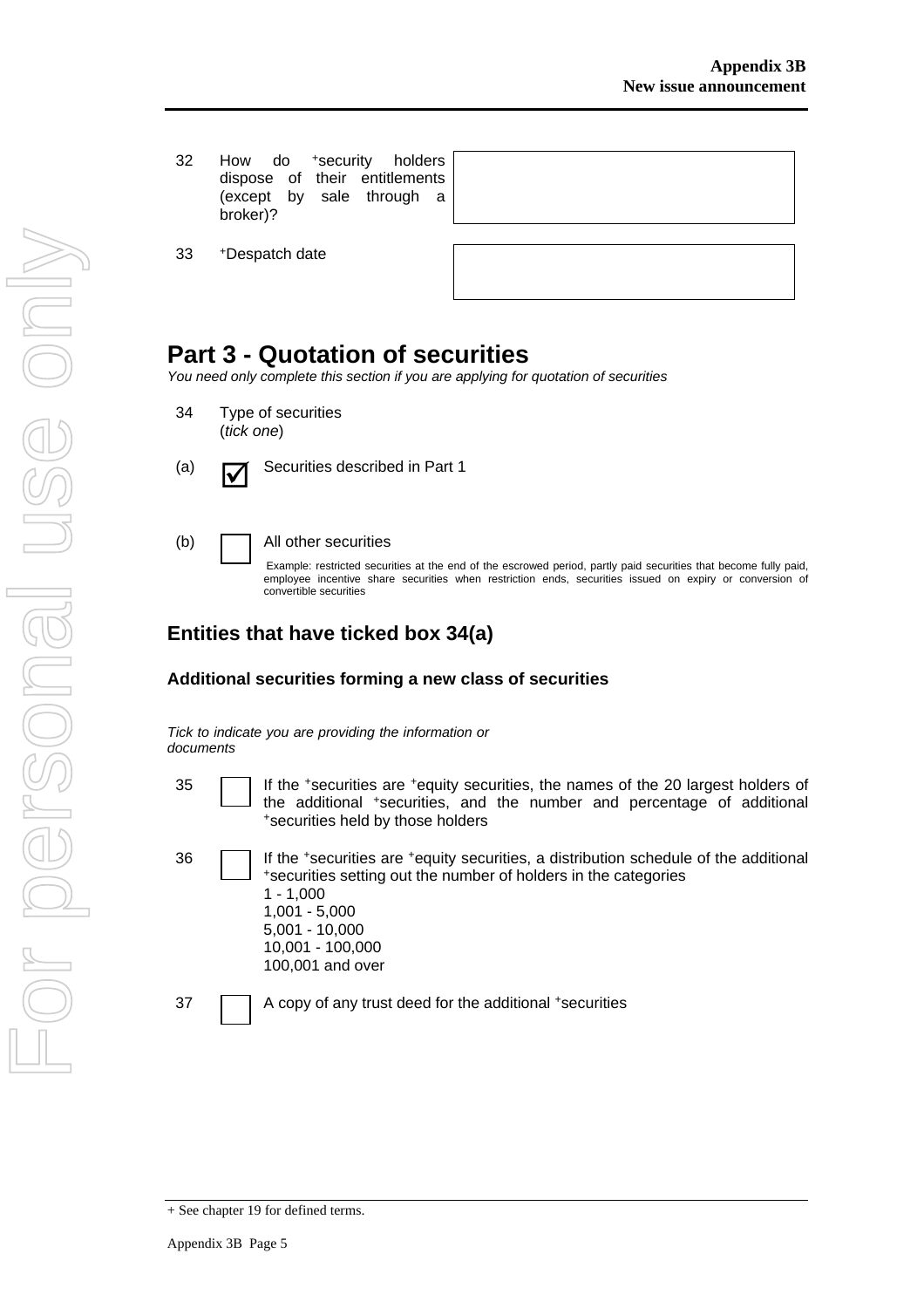| | | |
|---|---|---|
| 32 | How do +security holders dispose of their entitlements (except by sale through a broker)? | |
| 33 | +Despatch date | |

# Part 3 - Quotation of securities

*You need only complete this section if you are applying for quotation of securities*

34 Type of securities
(*tick one*)

(a) ☑ Securities described in Part 1

(b) ☐ All other securities

Example: restricted securities at the end of the escrowed period, partly paid securities that become fully paid, employee incentive share securities when restriction ends, securities issued on expiry or conversion of convertible securities

## Entities that have ticked box 34(a)

### Additional securities forming a new class of securities

*Tick to indicate you are providing the information or documents*

35 ☐ If the +securities are +equity securities, the names of the 20 largest holders of the additional +securities, and the number and percentage of additional +securities held by those holders

36 ☐ If the +securities are +equity securities, a distribution schedule of the additional +securities setting out the number of holders in the categories
1 - 1,000
1,001 - 5,000
5,001 - 10,000
10,001 - 100,000
100,001 and over

37 ☐ A copy of any trust deed for the additional +securities

+ See chapter 19 for defined terms.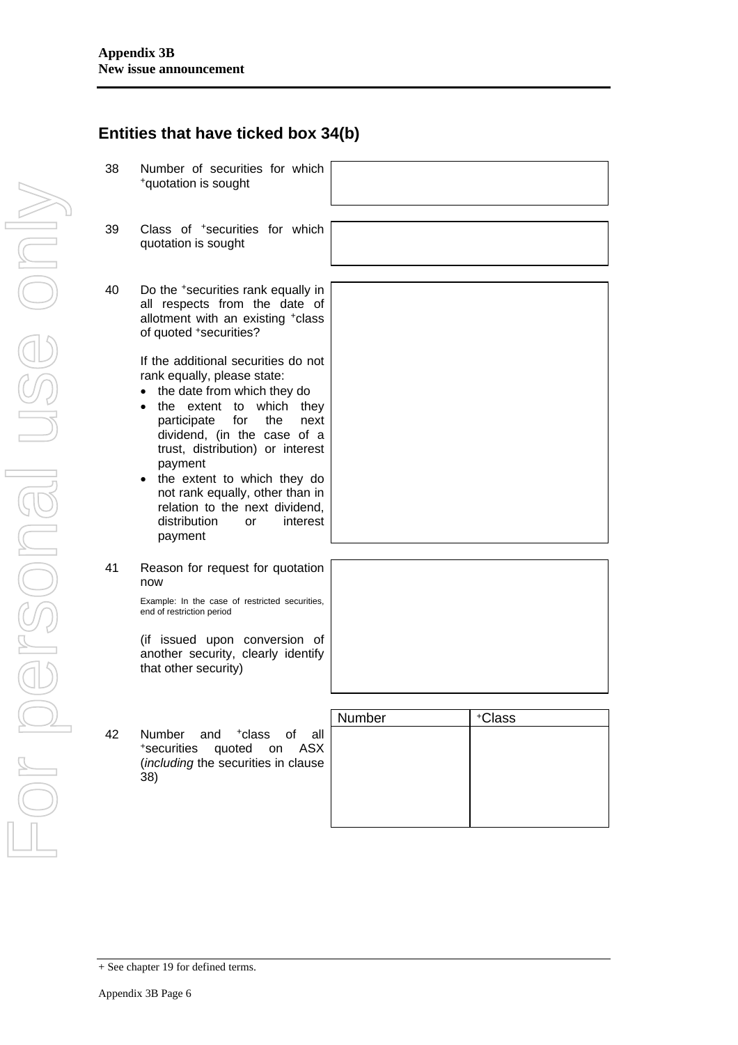## Entities that have ticked box 34(b)

| | | |
|---|---|---|
| 38 | Number of securities for which +quotation is sought | |
| 39 | Class of +securities for which quotation is sought | |
| 40 | Do the +securities rank equally in all respects from the date of allotment with an existing +class of quoted +securities?<br><br>If the additional securities do not rank equally, please state:<br>• the date from which they do<br>• the extent to which they participate for the next dividend, (in the case of a trust, distribution) or interest payment<br>• the extent to which they do not rank equally, other than in relation to the next dividend, distribution or interest payment | |
| 41 | Reason for request for quotation now<br><br>Example: In the case of restricted securities, end of restriction period<br><br>(if issued upon conversion of another security, clearly identify that other security) | |

| | | Number | +Class |
|---|---|---|---|
| 42 | Number and +class of all +securities quoted on ASX (*including* the securities in clause 38) | | |

+ See chapter 19 for defined terms.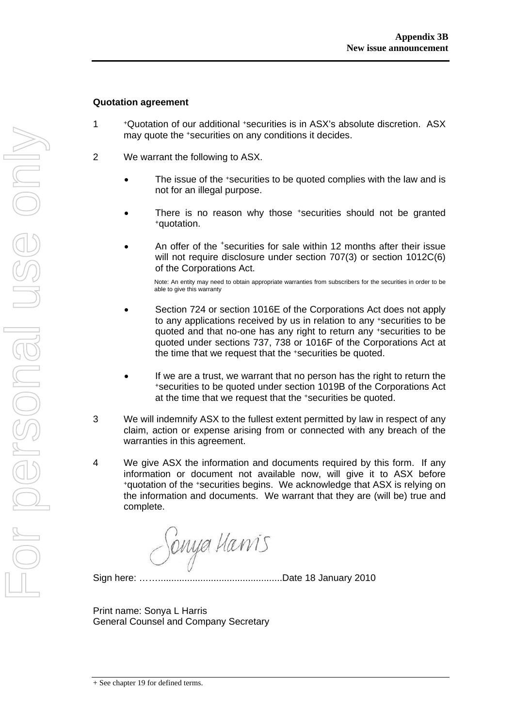**Quotation agreement**

1 +Quotation of our additional +securities is in ASX's absolute discretion. ASX may quote the +securities on any conditions it decides.

2 We warrant the following to ASX.

- The issue of the +securities to be quoted complies with the law and is not for an illegal purpose.
- There is no reason why those +securities should not be granted +quotation.
- An offer of the +securities for sale within 12 months after their issue will not require disclosure under section 707(3) or section 1012C(6) of the Corporations Act.

  Note: An entity may need to obtain appropriate warranties from subscribers for the securities in order to be able to give this warranty

- Section 724 or section 1016E of the Corporations Act does not apply to any applications received by us in relation to any +securities to be quoted and that no-one has any right to return any +securities to be quoted under sections 737, 738 or 1016F of the Corporations Act at the time that we request that the +securities be quoted.
- If we are a trust, we warrant that no person has the right to return the +securities to be quoted under section 1019B of the Corporations Act at the time that we request that the +securities be quoted.

3 We will indemnify ASX to the fullest extent permitted by law in respect of any claim, action or expense arising from or connected with any breach of the warranties in this agreement.

4 We give ASX the information and documents required by this form. If any information or document not available now, will give it to ASX before +quotation of the +securities begins. We acknowledge that ASX is relying on the information and documents. We warrant that they are (will be) true and complete.

Sign here: ……............................................Date 18 January 2010

Print name: Sonya L Harris
General Counsel and Company Secretary

+ See chapter 19 for defined terms.